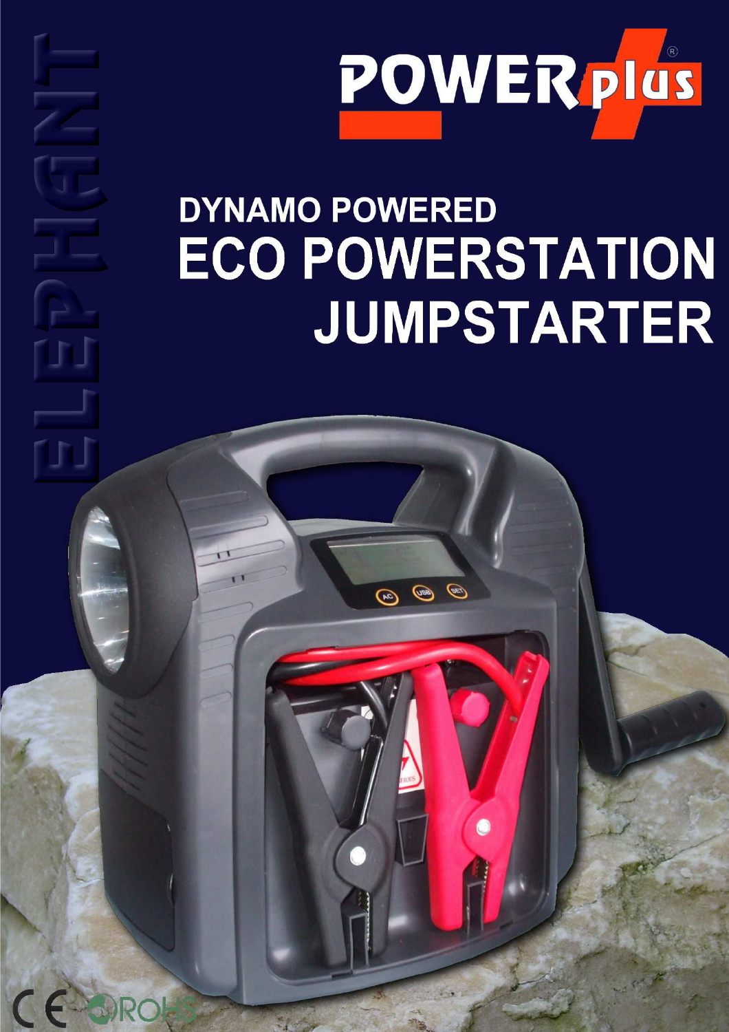POWERplus®

ELEPHANT

# DYNAMO POWERED
# ECO POWERSTATION JUMPSTARTER

CE ROHS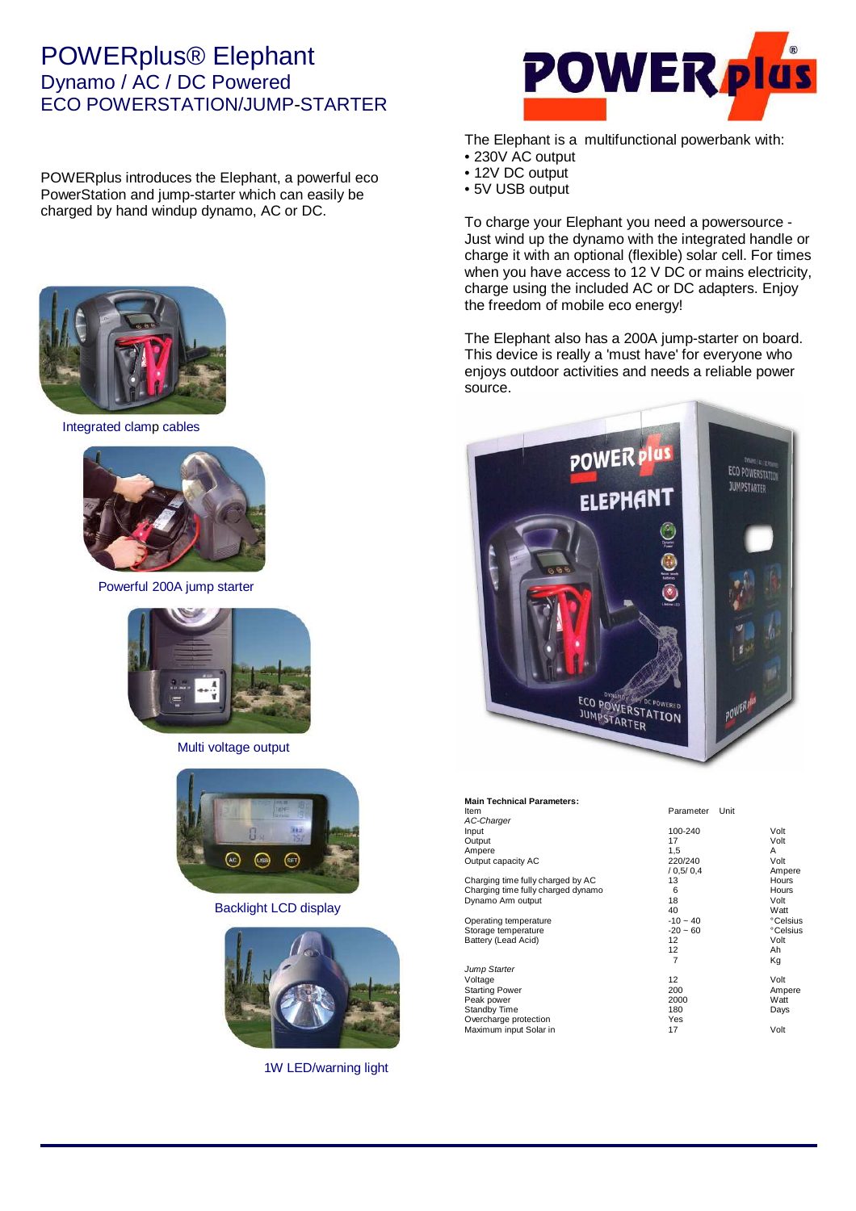# POWERplus® Elephant

## Dynamo / AC / DC Powered

## ECO POWERSTATION/JUMP-STARTER

POWERplus introduces the Elephant, a powerful eco PowerStation and jump-starter which can easily be charged by hand windup dynamo, AC or DC.

Integrated clamp cables

Powerful 200A jump starter

Multi voltage output

Backlight LCD display

1W LED/warning light

The Elephant is a multifunctional powerbank with:

- 230V AC output
- 12V DC output
- 5V USB output

To charge your Elephant you need a powersource - Just wind up the dynamo with the integrated handle or charge it with an optional (flexible) solar cell. For times when you have access to 12 V DC or mains electricity, charge using the included AC or DC adapters. Enjoy the freedom of mobile eco energy!

The Elephant also has a 200A jump-starter on board. This device is really a 'must have' for everyone who enjoys outdoor activities and needs a reliable power source.

**Main Technical Parameters:**

| Item | Parameter | Unit |
|---|---|---|
| *AC-Charger* | | |
| Input | 100-240 | Volt |
| Output | 17 | Volt |
| Ampere | 1,5 | A |
| Output capacity AC | 220/240 | Volt |
| | / 0,5/ 0,4 | Ampere |
| Charging time fully charged by AC | 13 | Hours |
| Charging time fully charged dynamo | 6 | Hours |
| Dynamo Arm output | 18 | Volt |
| | 40 | Watt |
| Operating temperature | -10 ~ 40 | °Celsius |
| Storage temperature | -20 ~ 60 | °Celsius |
| Battery (Lead Acid) | 12 | Volt |
| | 12 | Ah |
| | 7 | Kg |
| *Jump Starter* | | |
| Voltage | 12 | Volt |
| Starting Power | 200 | Ampere |
| Peak power | 2000 | Watt |
| Standby Time | 180 | Days |
| Overcharge protection | Yes | |
| Maximum input Solar in | 17 | Volt |